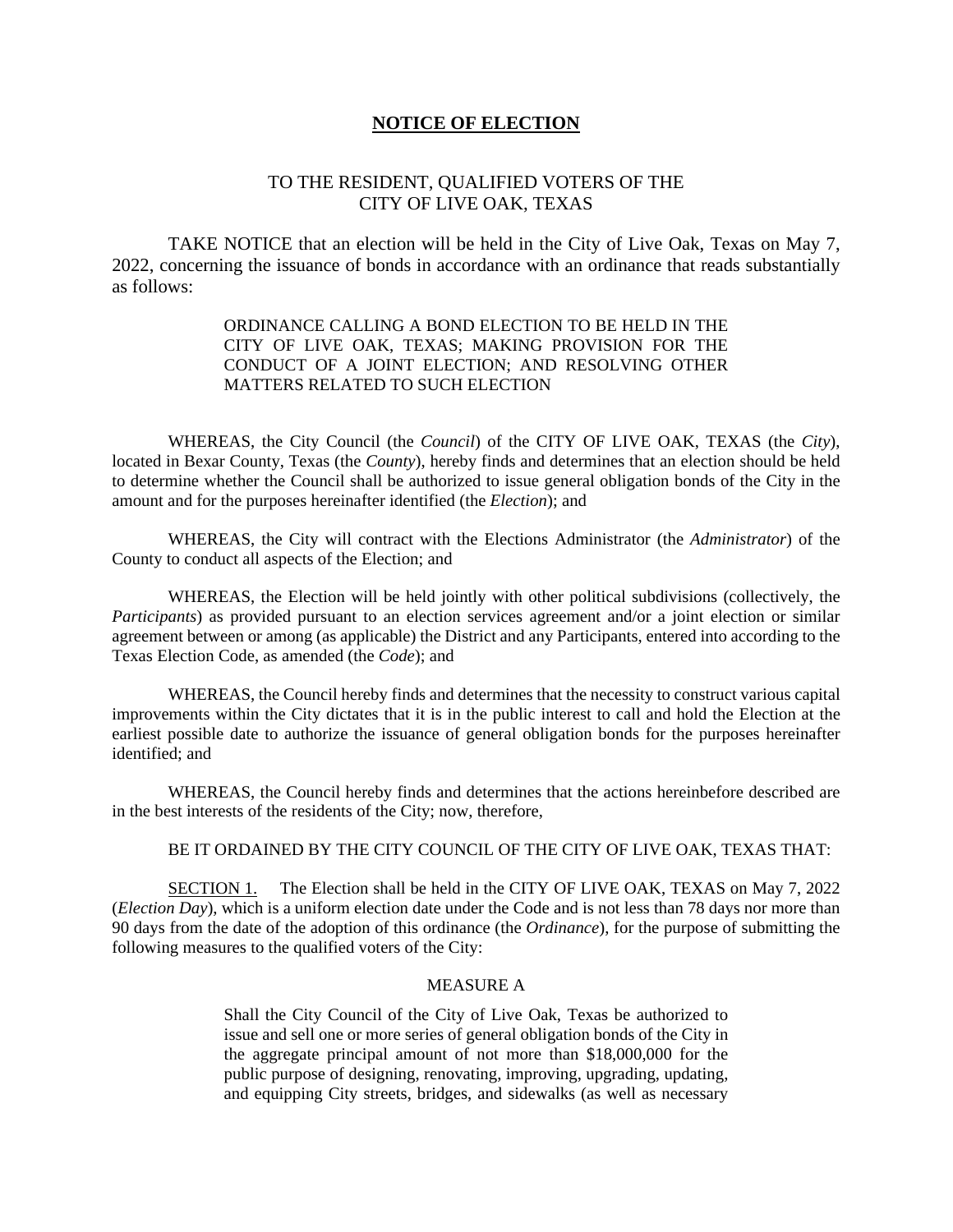# **NOTICE OF ELECTION**

TO THE RESIDENT, QUALIFIED VOTERS OF THE
CITY OF LIVE OAK, TEXAS

TAKE NOTICE that an election will be held in the City of Live Oak, Texas on May 7, 2022, concerning the issuance of bonds in accordance with an ordinance that reads substantially as follows:

> ORDINANCE CALLING A BOND ELECTION TO BE HELD IN THE CITY OF LIVE OAK, TEXAS; MAKING PROVISION FOR THE CONDUCT OF A JOINT ELECTION; AND RESOLVING OTHER MATTERS RELATED TO SUCH ELECTION

WHEREAS, the City Council (the *Council*) of the CITY OF LIVE OAK, TEXAS (the *City*), located in Bexar County, Texas (the *County*), hereby finds and determines that an election should be held to determine whether the Council shall be authorized to issue general obligation bonds of the City in the amount and for the purposes hereinafter identified (the *Election*); and

WHEREAS, the City will contract with the Elections Administrator (the *Administrator*) of the County to conduct all aspects of the Election; and

WHEREAS, the Election will be held jointly with other political subdivisions (collectively, the *Participants*) as provided pursuant to an election services agreement and/or a joint election or similar agreement between or among (as applicable) the District and any Participants, entered into according to the Texas Election Code, as amended (the *Code*); and

WHEREAS, the Council hereby finds and determines that the necessity to construct various capital improvements within the City dictates that it is in the public interest to call and hold the Election at the earliest possible date to authorize the issuance of general obligation bonds for the purposes hereinafter identified; and

WHEREAS, the Council hereby finds and determines that the actions hereinbefore described are in the best interests of the residents of the City; now, therefore,

BE IT ORDAINED BY THE CITY COUNCIL OF THE CITY OF LIVE OAK, TEXAS THAT:

SECTION 1. The Election shall be held in the CITY OF LIVE OAK, TEXAS on May 7, 2022 (*Election Day*), which is a uniform election date under the Code and is not less than 78 days nor more than 90 days from the date of the adoption of this ordinance (the *Ordinance*), for the purpose of submitting the following measures to the qualified voters of the City:

MEASURE A

> Shall the City Council of the City of Live Oak, Texas be authorized to issue and sell one or more series of general obligation bonds of the City in the aggregate principal amount of not more than $18,000,000 for the public purpose of designing, renovating, improving, upgrading, updating, and equipping City streets, bridges, and sidewalks (as well as necessary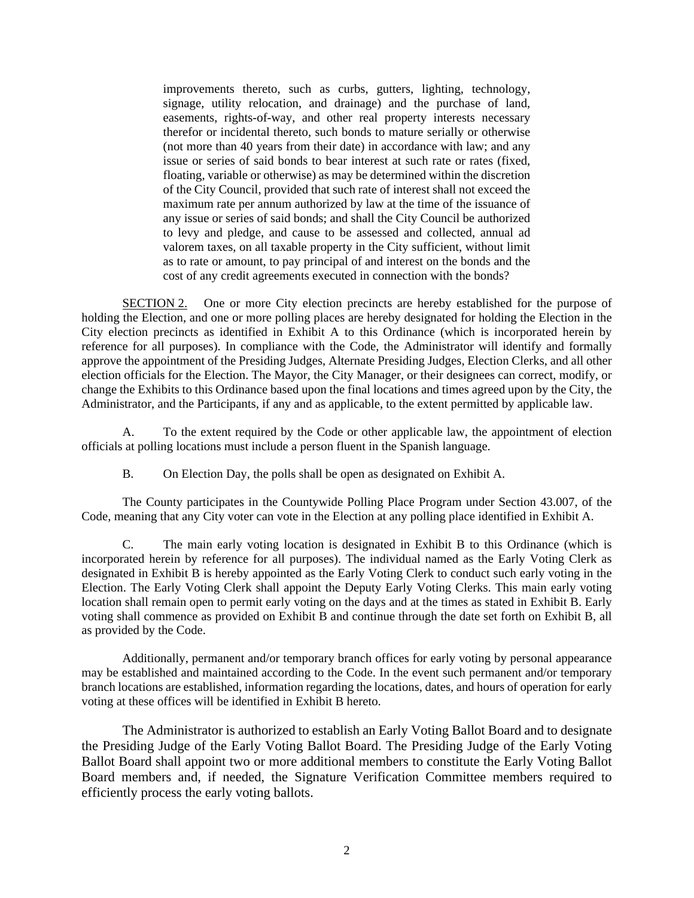improvements thereto, such as curbs, gutters, lighting, technology, signage, utility relocation, and drainage) and the purchase of land, easements, rights-of-way, and other real property interests necessary therefor or incidental thereto, such bonds to mature serially or otherwise (not more than 40 years from their date) in accordance with law; and any issue or series of said bonds to bear interest at such rate or rates (fixed, floating, variable or otherwise) as may be determined within the discretion of the City Council, provided that such rate of interest shall not exceed the maximum rate per annum authorized by law at the time of the issuance of any issue or series of said bonds; and shall the City Council be authorized to levy and pledge, and cause to be assessed and collected, annual ad valorem taxes, on all taxable property in the City sufficient, without limit as to rate or amount, to pay principal of and interest on the bonds and the cost of any credit agreements executed in connection with the bonds?

SECTION 2. One or more City election precincts are hereby established for the purpose of holding the Election, and one or more polling places are hereby designated for holding the Election in the City election precincts as identified in Exhibit A to this Ordinance (which is incorporated herein by reference for all purposes). In compliance with the Code, the Administrator will identify and formally approve the appointment of the Presiding Judges, Alternate Presiding Judges, Election Clerks, and all other election officials for the Election. The Mayor, the City Manager, or their designees can correct, modify, or change the Exhibits to this Ordinance based upon the final locations and times agreed upon by the City, the Administrator, and the Participants, if any and as applicable, to the extent permitted by applicable law.

A. To the extent required by the Code or other applicable law, the appointment of election officials at polling locations must include a person fluent in the Spanish language.

B. On Election Day, the polls shall be open as designated on Exhibit A.

The County participates in the Countywide Polling Place Program under Section 43.007, of the Code, meaning that any City voter can vote in the Election at any polling place identified in Exhibit A.

C. The main early voting location is designated in Exhibit B to this Ordinance (which is incorporated herein by reference for all purposes). The individual named as the Early Voting Clerk as designated in Exhibit B is hereby appointed as the Early Voting Clerk to conduct such early voting in the Election. The Early Voting Clerk shall appoint the Deputy Early Voting Clerks. This main early voting location shall remain open to permit early voting on the days and at the times as stated in Exhibit B. Early voting shall commence as provided on Exhibit B and continue through the date set forth on Exhibit B, all as provided by the Code.

Additionally, permanent and/or temporary branch offices for early voting by personal appearance may be established and maintained according to the Code. In the event such permanent and/or temporary branch locations are established, information regarding the locations, dates, and hours of operation for early voting at these offices will be identified in Exhibit B hereto.

The Administrator is authorized to establish an Early Voting Ballot Board and to designate the Presiding Judge of the Early Voting Ballot Board. The Presiding Judge of the Early Voting Ballot Board shall appoint two or more additional members to constitute the Early Voting Ballot Board members and, if needed, the Signature Verification Committee members required to efficiently process the early voting ballots.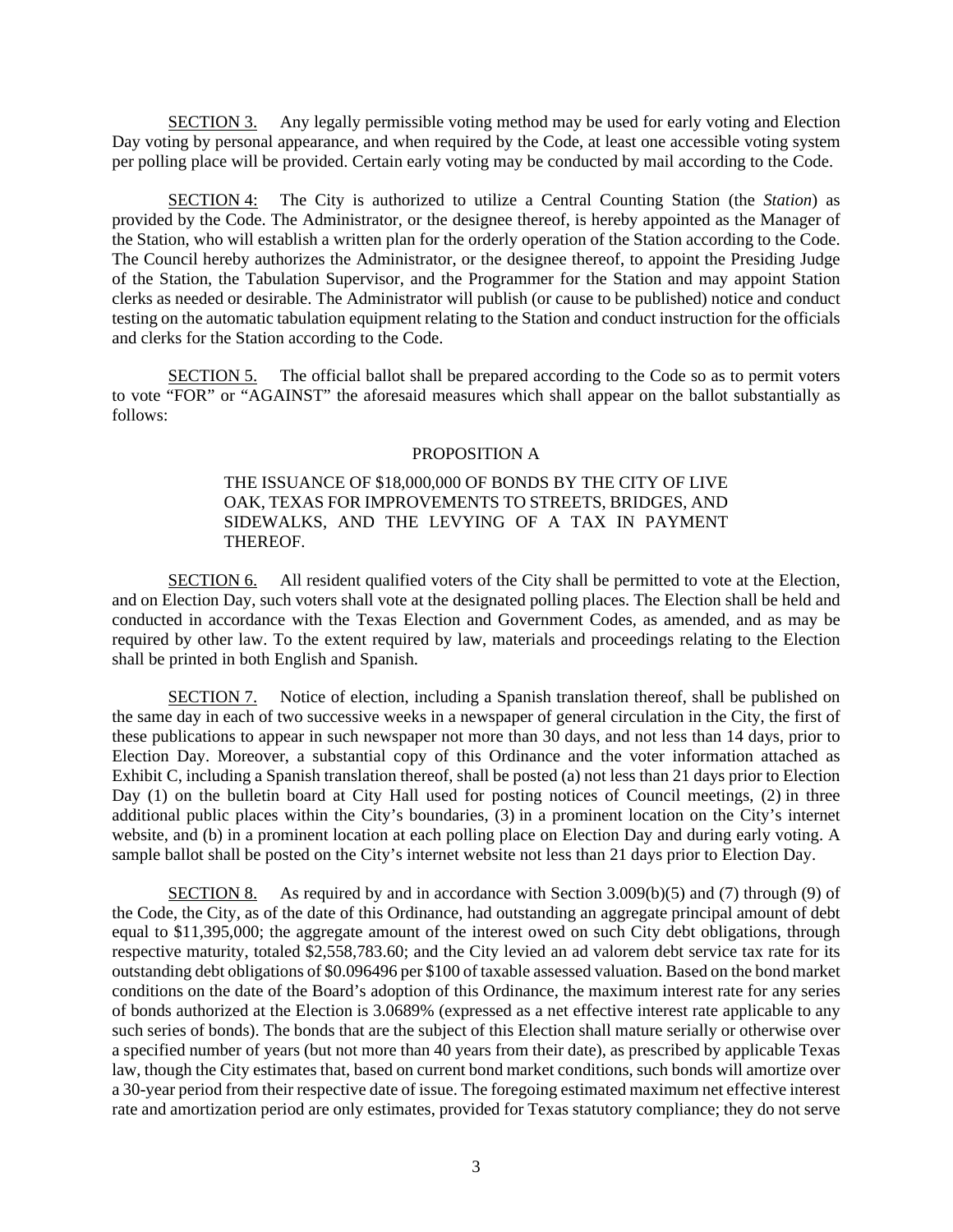SECTION 3. Any legally permissible voting method may be used for early voting and Election Day voting by personal appearance, and when required by the Code, at least one accessible voting system per polling place will be provided. Certain early voting may be conducted by mail according to the Code.

SECTION 4: The City is authorized to utilize a Central Counting Station (the *Station*) as provided by the Code. The Administrator, or the designee thereof, is hereby appointed as the Manager of the Station, who will establish a written plan for the orderly operation of the Station according to the Code. The Council hereby authorizes the Administrator, or the designee thereof, to appoint the Presiding Judge of the Station, the Tabulation Supervisor, and the Programmer for the Station and may appoint Station clerks as needed or desirable. The Administrator will publish (or cause to be published) notice and conduct testing on the automatic tabulation equipment relating to the Station and conduct instruction for the officials and clerks for the Station according to the Code.

SECTION 5. The official ballot shall be prepared according to the Code so as to permit voters to vote "FOR" or "AGAINST" the aforesaid measures which shall appear on the ballot substantially as follows:

PROPOSITION A

THE ISSUANCE OF $18,000,000 OF BONDS BY THE CITY OF LIVE OAK, TEXAS FOR IMPROVEMENTS TO STREETS, BRIDGES, AND SIDEWALKS, AND THE LEVYING OF A TAX IN PAYMENT THEREOF.

SECTION 6. All resident qualified voters of the City shall be permitted to vote at the Election, and on Election Day, such voters shall vote at the designated polling places. The Election shall be held and conducted in accordance with the Texas Election and Government Codes, as amended, and as may be required by other law. To the extent required by law, materials and proceedings relating to the Election shall be printed in both English and Spanish.

SECTION 7. Notice of election, including a Spanish translation thereof, shall be published on the same day in each of two successive weeks in a newspaper of general circulation in the City, the first of these publications to appear in such newspaper not more than 30 days, and not less than 14 days, prior to Election Day. Moreover, a substantial copy of this Ordinance and the voter information attached as Exhibit C, including a Spanish translation thereof, shall be posted (a) not less than 21 days prior to Election Day (1) on the bulletin board at City Hall used for posting notices of Council meetings, (2) in three additional public places within the City's boundaries, (3) in a prominent location on the City's internet website, and (b) in a prominent location at each polling place on Election Day and during early voting. A sample ballot shall be posted on the City's internet website not less than 21 days prior to Election Day.

SECTION 8. As required by and in accordance with Section 3.009(b)(5) and (7) through (9) of the Code, the City, as of the date of this Ordinance, had outstanding an aggregate principal amount of debt equal to $11,395,000; the aggregate amount of the interest owed on such City debt obligations, through respective maturity, totaled $2,558,783.60; and the City levied an ad valorem debt service tax rate for its outstanding debt obligations of $0.096496 per $100 of taxable assessed valuation. Based on the bond market conditions on the date of the Board's adoption of this Ordinance, the maximum interest rate for any series of bonds authorized at the Election is 3.0689% (expressed as a net effective interest rate applicable to any such series of bonds). The bonds that are the subject of this Election shall mature serially or otherwise over a specified number of years (but not more than 40 years from their date), as prescribed by applicable Texas law, though the City estimates that, based on current bond market conditions, such bonds will amortize over a 30-year period from their respective date of issue. The foregoing estimated maximum net effective interest rate and amortization period are only estimates, provided for Texas statutory compliance; they do not serve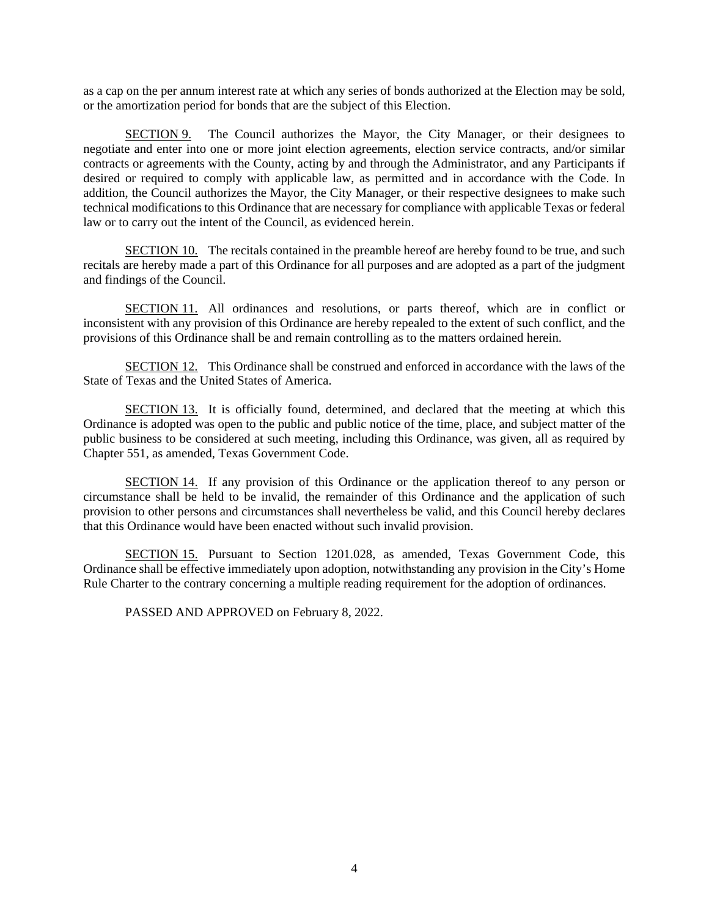as a cap on the per annum interest rate at which any series of bonds authorized at the Election may be sold, or the amortization period for bonds that are the subject of this Election.

<u>SECTION 9.</u> The Council authorizes the Mayor, the City Manager, or their designees to negotiate and enter into one or more joint election agreements, election service contracts, and/or similar contracts or agreements with the County, acting by and through the Administrator, and any Participants if desired or required to comply with applicable law, as permitted and in accordance with the Code. In addition, the Council authorizes the Mayor, the City Manager, or their respective designees to make such technical modifications to this Ordinance that are necessary for compliance with applicable Texas or federal law or to carry out the intent of the Council, as evidenced herein.

<u>SECTION 10.</u> The recitals contained in the preamble hereof are hereby found to be true, and such recitals are hereby made a part of this Ordinance for all purposes and are adopted as a part of the judgment and findings of the Council.

<u>SECTION 11.</u> All ordinances and resolutions, or parts thereof, which are in conflict or inconsistent with any provision of this Ordinance are hereby repealed to the extent of such conflict, and the provisions of this Ordinance shall be and remain controlling as to the matters ordained herein.

<u>SECTION 12.</u> This Ordinance shall be construed and enforced in accordance with the laws of the State of Texas and the United States of America.

<u>SECTION 13.</u> It is officially found, determined, and declared that the meeting at which this Ordinance is adopted was open to the public and public notice of the time, place, and subject matter of the public business to be considered at such meeting, including this Ordinance, was given, all as required by Chapter 551, as amended, Texas Government Code.

<u>SECTION 14.</u> If any provision of this Ordinance or the application thereof to any person or circumstance shall be held to be invalid, the remainder of this Ordinance and the application of such provision to other persons and circumstances shall nevertheless be valid, and this Council hereby declares that this Ordinance would have been enacted without such invalid provision.

<u>SECTION 15.</u> Pursuant to Section 1201.028, as amended, Texas Government Code, this Ordinance shall be effective immediately upon adoption, notwithstanding any provision in the City's Home Rule Charter to the contrary concerning a multiple reading requirement for the adoption of ordinances.

PASSED AND APPROVED on February 8, 2022.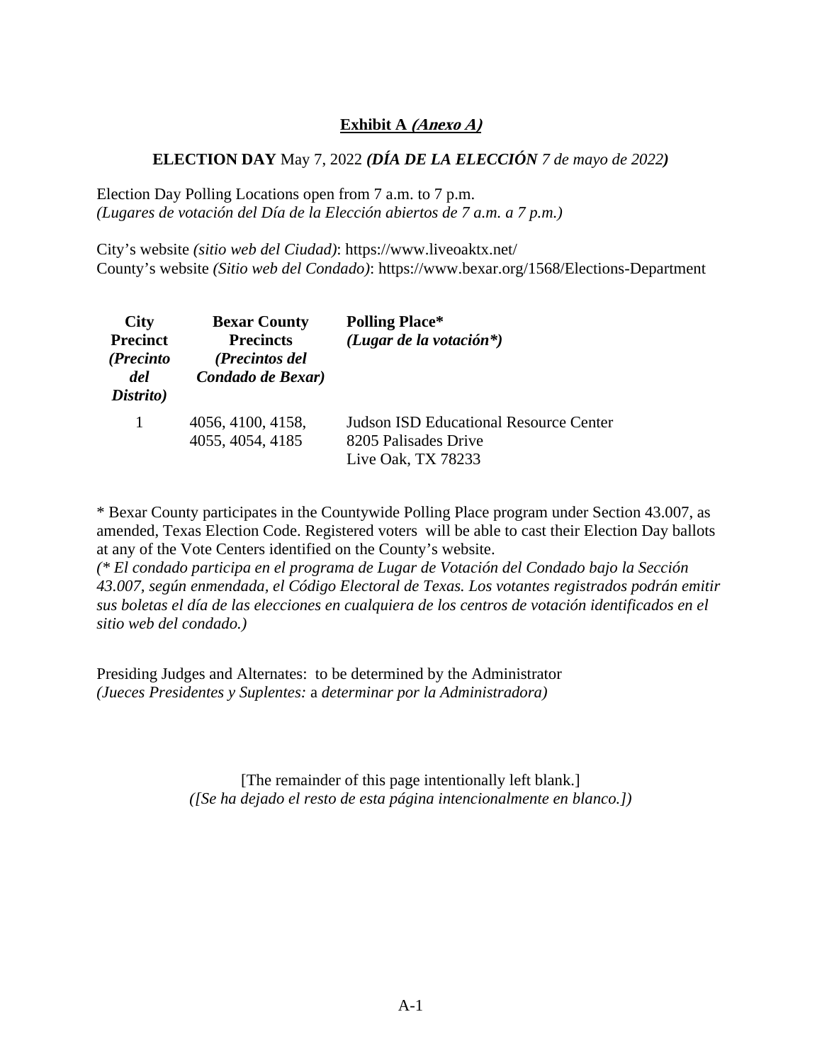## **Exhibit A** ***(Anexo A)***

**ELECTION DAY** May 7, 2022 ***(DÍA DE LA ELECCIÓN*** *7 de mayo de 2022****)***

Election Day Polling Locations open from 7 a.m. to 7 p.m.
*(Lugares de votación del Día de la Elección abiertos de 7 a.m. a 7 p.m.)*

City's website *(sitio web del Ciudad)*: https://www.liveoaktx.net/
County's website *(Sitio web del Condado)*: https://www.bexar.org/1568/Elections-Department

| **City Precinct** ***(Precinto del Distrito)*** | **Bexar County Precincts** ***(Precintos del Condado de Bexar)*** | **Polling Place*** ***(Lugar de la votación*)*** |
|---|---|---|
| 1 | 4056, 4100, 4158, 4055, 4054, 4185 | Judson ISD Educational Resource Center<br>8205 Palisades Drive<br>Live Oak, TX 78233 |

\* Bexar County participates in the Countywide Polling Place program under Section 43.007, as amended, Texas Election Code. Registered voters will be able to cast their Election Day ballots at any of the Vote Centers identified on the County's website.
*(\* El condado participa en el programa de Lugar de Votación del Condado bajo la Sección 43.007, según enmendada, el Código Electoral de Texas. Los votantes registrados podrán emitir sus boletas el día de las elecciones en cualquiera de los centros de votación identificados en el sitio web del condado.)*

Presiding Judges and Alternates: to be determined by the Administrator
*(Jueces Presidentes y Suplentes:* a *determinar por la Administradora)*

[The remainder of this page intentionally left blank.]
*([Se ha dejado el resto de esta página intencionalmente en blanco.])*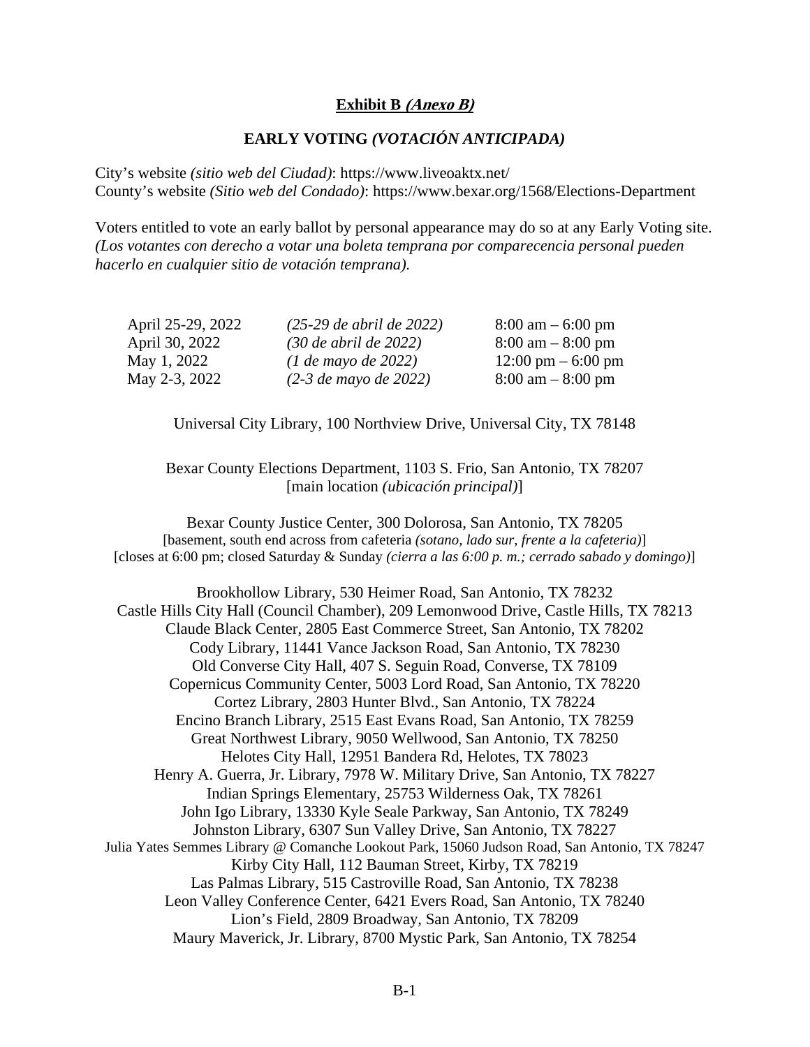**Exhibit B** ***(Anexo B)***

**EARLY VOTING** ***(VOTACIÓN ANTICIPADA)***

City's website *(sitio web del Ciudad)*: https://www.liveoaktx.net/
County's website *(Sitio web del Condado)*: https://www.bexar.org/1568/Elections-Department

Voters entitled to vote an early ballot by personal appearance may do so at any Early Voting site. *(Los votantes con derecho a votar una boleta temprana por comparecencia personal pueden hacerlo en cualquier sitio de votación temprana).*

| | | |
|---|---|---|
| April 25-29, 2022 | *(25-29 de abril de 2022)* | 8:00 am – 6:00 pm |
| April 30, 2022 | *(30 de abril de 2022)* | 8:00 am – 8:00 pm |
| May 1, 2022 | *(1 de mayo de 2022)* | 12:00 pm – 6:00 pm |
| May 2-3, 2022 | *(2-3 de mayo de 2022)* | 8:00 am – 8:00 pm |

Universal City Library, 100 Northview Drive, Universal City, TX 78148

Bexar County Elections Department, 1103 S. Frio, San Antonio, TX 78207
[main location *(ubicación principal)*]

Bexar County Justice Center, 300 Dolorosa, San Antonio, TX 78205
[basement, south end across from cafeteria *(sotano, lado sur, frente a la cafeteria)*]
[closes at 6:00 pm; closed Saturday & Sunday *(cierra a las 6:00 p. m.; cerrado sabado y domingo)*]

Brookhollow Library, 530 Heimer Road, San Antonio, TX 78232
Castle Hills City Hall (Council Chamber), 209 Lemonwood Drive, Castle Hills, TX 78213
Claude Black Center, 2805 East Commerce Street, San Antonio, TX 78202
Cody Library, 11441 Vance Jackson Road, San Antonio, TX 78230
Old Converse City Hall, 407 S. Seguin Road, Converse, TX 78109
Copernicus Community Center, 5003 Lord Road, San Antonio, TX 78220
Cortez Library, 2803 Hunter Blvd., San Antonio, TX 78224
Encino Branch Library, 2515 East Evans Road, San Antonio, TX 78259
Great Northwest Library, 9050 Wellwood, San Antonio, TX 78250
Helotes City Hall, 12951 Bandera Rd, Helotes, TX 78023
Henry A. Guerra, Jr. Library, 7978 W. Military Drive, San Antonio, TX 78227
Indian Springs Elementary, 25753 Wilderness Oak, TX 78261
John Igo Library, 13330 Kyle Seale Parkway, San Antonio, TX 78249
Johnston Library, 6307 Sun Valley Drive, San Antonio, TX 78227
Julia Yates Semmes Library @ Comanche Lookout Park, 15060 Judson Road, San Antonio, TX 78247
Kirby City Hall, 112 Bauman Street, Kirby, TX 78219
Las Palmas Library, 515 Castroville Road, San Antonio, TX 78238
Leon Valley Conference Center, 6421 Evers Road, San Antonio, TX 78240
Lion's Field, 2809 Broadway, San Antonio, TX 78209
Maury Maverick, Jr. Library, 8700 Mystic Park, San Antonio, TX 78254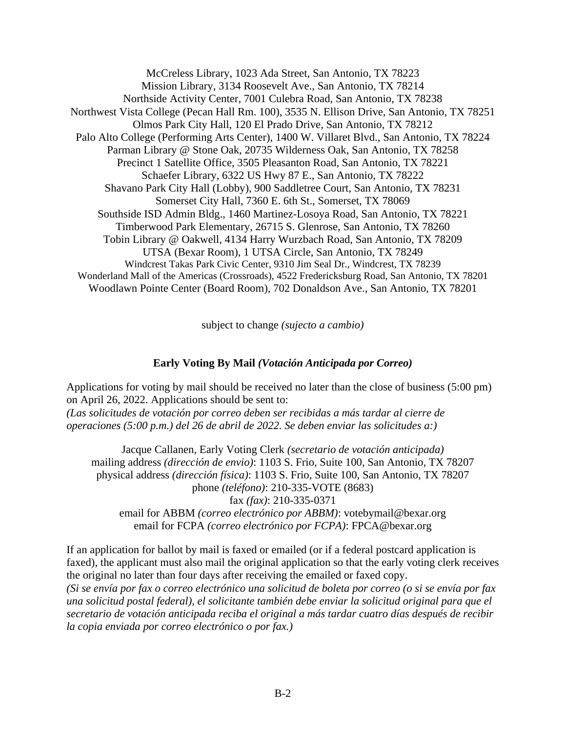McCreless Library, 1023 Ada Street, San Antonio, TX 78223
Mission Library, 3134 Roosevelt Ave., San Antonio, TX 78214
Northside Activity Center, 7001 Culebra Road, San Antonio, TX 78238
Northwest Vista College (Pecan Hall Rm. 100), 3535 N. Ellison Drive, San Antonio, TX 78251
Olmos Park City Hall, 120 El Prado Drive, San Antonio, TX 78212
Palo Alto College (Performing Arts Center), 1400 W. Villaret Blvd., San Antonio, TX 78224
Parman Library @ Stone Oak, 20735 Wilderness Oak, San Antonio, TX 78258
Precinct 1 Satellite Office, 3505 Pleasanton Road, San Antonio, TX 78221
Schaefer Library, 6322 US Hwy 87 E., San Antonio, TX 78222
Shavano Park City Hall (Lobby), 900 Saddletree Court, San Antonio, TX 78231
Somerset City Hall, 7360 E. 6th St., Somerset, TX 78069
Southside ISD Admin Bldg., 1460 Martinez-Losoya Road, San Antonio, TX 78221
Timberwood Park Elementary, 26715 S. Glenrose, San Antonio, TX 78260
Tobin Library @ Oakwell, 4134 Harry Wurzbach Road, San Antonio, TX 78209
UTSA (Bexar Room), 1 UTSA Circle, San Antonio, TX 78249
Windcrest Takas Park Civic Center, 9310 Jim Seal Dr., Windcrest, TX 78239
Wonderland Mall of the Americas (Crossroads), 4522 Fredericksburg Road, San Antonio, TX 78201
Woodlawn Pointe Center (Board Room), 702 Donaldson Ave., San Antonio, TX 78201

subject to change *(sujecto a cambio)*

**Early Voting By Mail *(Votación Anticipada por Correo)***

Applications for voting by mail should be received no later than the close of business (5:00 pm) on April 26, 2022. Applications should be sent to:
*(Las solicitudes de votación por correo deben ser recibidas a más tardar al cierre de operaciones (5:00 p.m.) del 26 de abril de 2022. Se deben enviar las solicitudes a:)*

Jacque Callanen, Early Voting Clerk *(secretario de votación anticipada)*
mailing address *(dirección de envio)*: 1103 S. Frio, Suite 100, San Antonio, TX 78207
physical address *(dirección física)*: 1103 S. Frio, Suite 100, San Antonio, TX 78207
phone *(teléfono)*: 210-335-VOTE (8683)
fax *(fax)*: 210-335-0371
email for ABBM *(correo electrónico por ABBM)*: votebymail@bexar.org
email for FCPA *(correo electrónico por FCPA)*: FPCA@bexar.org

If an application for ballot by mail is faxed or emailed (or if a federal postcard application is faxed), the applicant must also mail the original application so that the early voting clerk receives the original no later than four days after receiving the emailed or faxed copy.
*(Si se envía por fax o correo electrónico una solicitud de boleta por correo (o si se envía por fax una solicitud postal federal), el solicitante también debe enviar la solicitud original para que el secretario de votación anticipada reciba el original a más tardar cuatro días después de recibir la copia enviada por correo electrónico o por fax.)*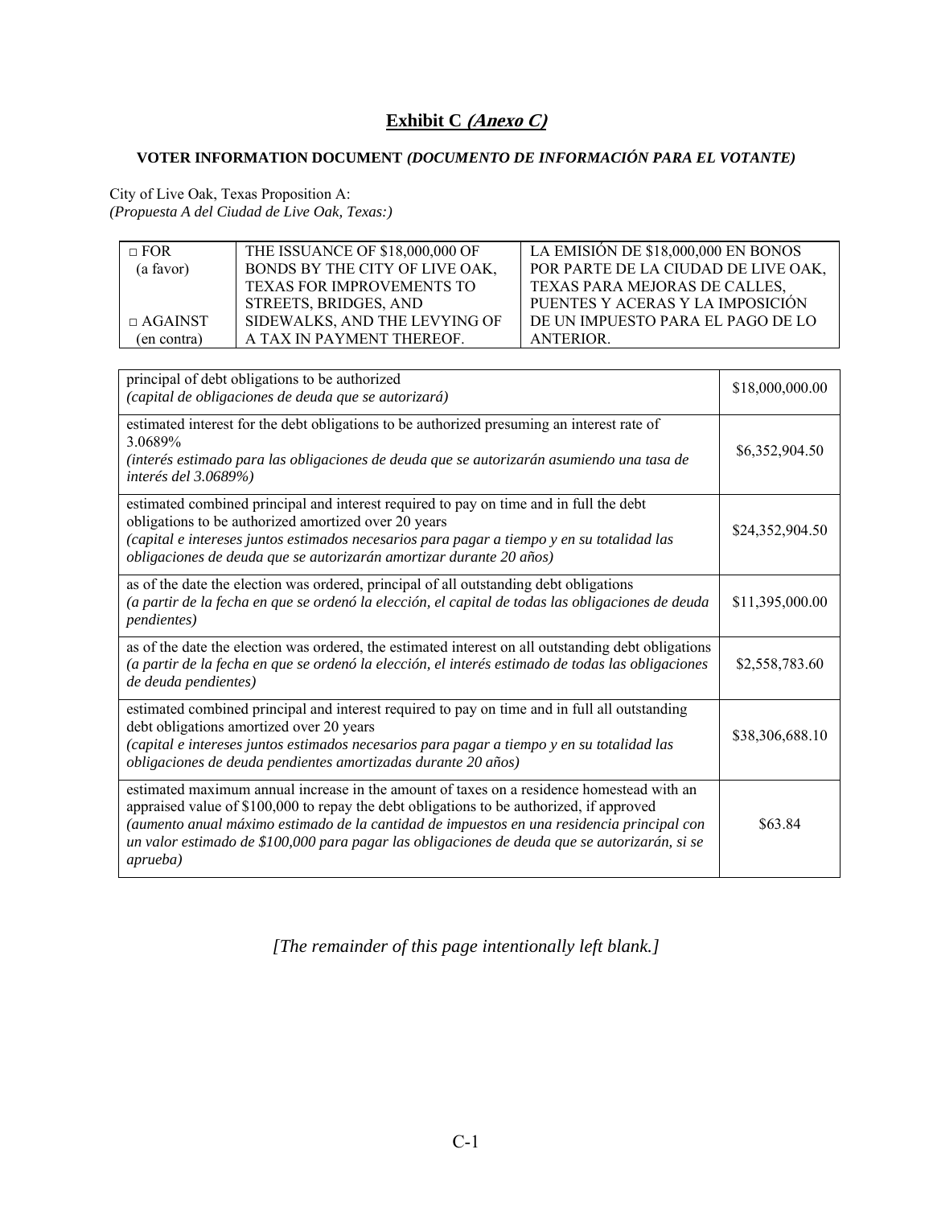## **Exhibit C** ***(Anexo C)***

### **VOTER INFORMATION DOCUMENT** ***(DOCUMENTO DE INFORMACIÓN PARA EL VOTANTE)***

City of Live Oak, Texas Proposition A:
*(Propuesta A del Ciudad de Live Oak, Texas:)*

| | | |
|---|---|---|
| □ FOR<br>(a favor)<br><br>□ AGAINST<br>(en contra) | THE ISSUANCE OF $18,000,000 OF BONDS BY THE CITY OF LIVE OAK, TEXAS FOR IMPROVEMENTS TO STREETS, BRIDGES, AND SIDEWALKS, AND THE LEVYING OF A TAX IN PAYMENT THEREOF. | LA EMISIÓN DE $18,000,000 EN BONOS POR PARTE DE LA CIUDAD DE LIVE OAK, TEXAS PARA MEJORAS DE CALLES, PUENTES Y ACERAS Y LA IMPOSICIÓN DE UN IMPUESTO PARA EL PAGO DE LO ANTERIOR. |

| | |
|---|---|
| principal of debt obligations to be authorized<br>*(capital de obligaciones de deuda que se autorizará)* | $18,000,000.00 |
| estimated interest for the debt obligations to be authorized presuming an interest rate of 3.0689%<br>*(interés estimado para las obligaciones de deuda que se autorizarán asumiendo una tasa de interés del 3.0689%)* | $6,352,904.50 |
| estimated combined principal and interest required to pay on time and in full the debt obligations to be authorized amortized over 20 years<br>*(capital e intereses juntos estimados necesarios para pagar a tiempo y en su totalidad las obligaciones de deuda que se autorizarán amortizar durante 20 años)* | $24,352,904.50 |
| as of the date the election was ordered, principal of all outstanding debt obligations<br>*(a partir de la fecha en que se ordenó la elección, el capital de todas las obligaciones de deuda pendientes)* | $11,395,000.00 |
| as of the date the election was ordered, the estimated interest on all outstanding debt obligations<br>*(a partir de la fecha en que se ordenó la elección, el interés estimado de todas las obligaciones de deuda pendientes)* | $2,558,783.60 |
| estimated combined principal and interest required to pay on time and in full all outstanding debt obligations amortized over 20 years<br>*(capital e intereses juntos estimados necesarios para pagar a tiempo y en su totalidad las obligaciones de deuda pendientes amortizadas durante 20 años)* | $38,306,688.10 |
| estimated maximum annual increase in the amount of taxes on a residence homestead with an appraised value of $100,000 to repay the debt obligations to be authorized, if approved<br>*(aumento anual máximo estimado de la cantidad de impuestos en una residencia principal con un valor estimado de $100,000 para pagar las obligaciones de deuda que se autorizarán, si se aprueba)* | $63.84 |

*[The remainder of this page intentionally left blank.]*